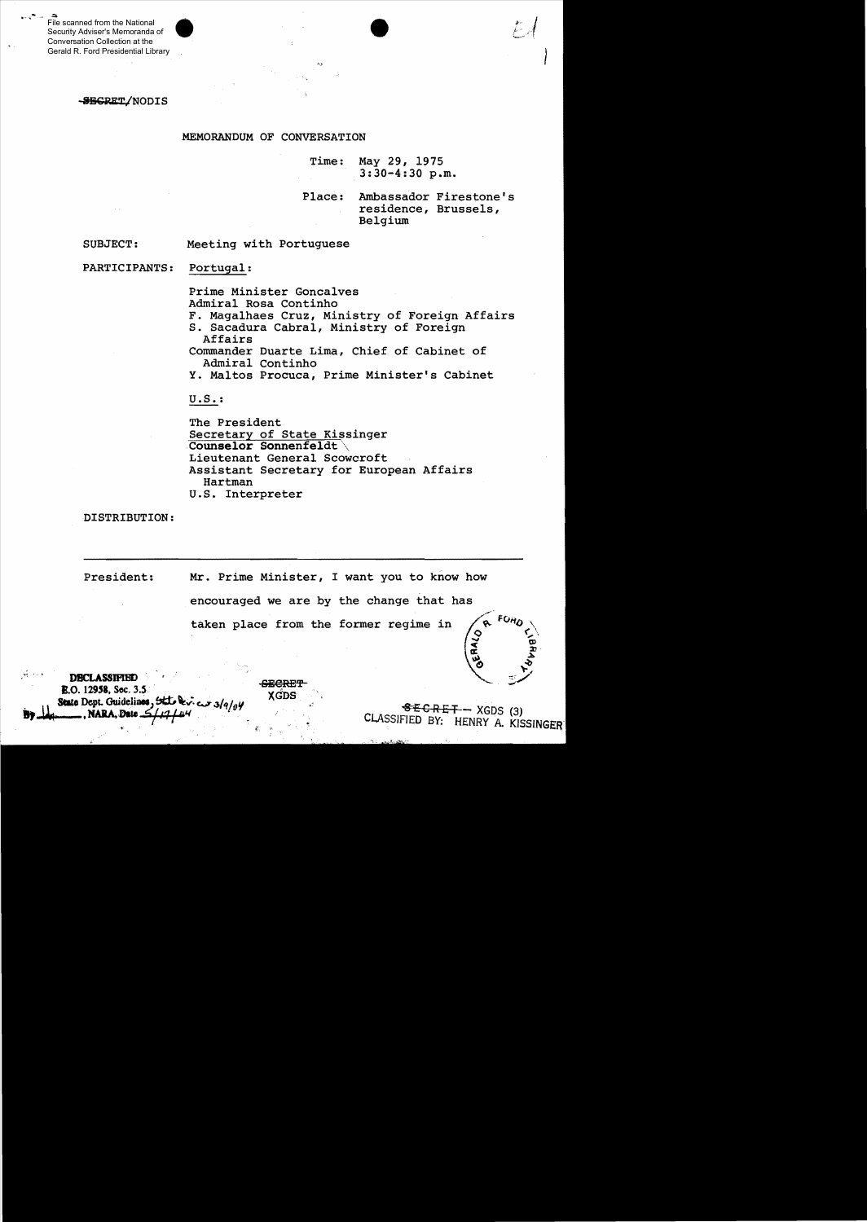File scanned from the National Security Adviser's Memoranda of Conversation Collection at the Gerald R. Ford Presidential Library

~~SECRET~~/NODIS

MEMORANDUM OF CONVERSATION

Time: May 29, 1975
3:30-4:30 p.m.

Place: Ambassador Firestone's residence, Brussels, Belgium

SUBJECT: Meeting with Portuguese

PARTICIPANTS: Portugal:

Prime Minister Goncalves
Admiral Rosa Continho
F. Magalhaes Cruz, Ministry of Foreign Affairs
S. Sacadura Cabral, Ministry of Foreign Affairs
Commander Duarte Lima, Chief of Cabinet of Admiral Continho
Y. Maltos Procuca, Prime Minister's Cabinet

U.S.:

The President
Secretary of State Kissinger
Counselor Sonnenfeldt
Lieutenant General Scowcroft
Assistant Secretary for European Affairs Hartman
U.S. Interpreter

DISTRIBUTION:

---

President: Mr. Prime Minister, I want you to know how encouraged we are by the change that has taken place from the former regime in

DECLASSIFIED
E.O. 12958, Sec. 3.5
State Dept. Guidelines, State Rev. 3/9/04
By ____, NARA, Date 5/17/04

~~SECRET~~
XGDS

~~SECRET~~ — XGDS (3)
CLASSIFIED BY: HENRY A. KISSINGER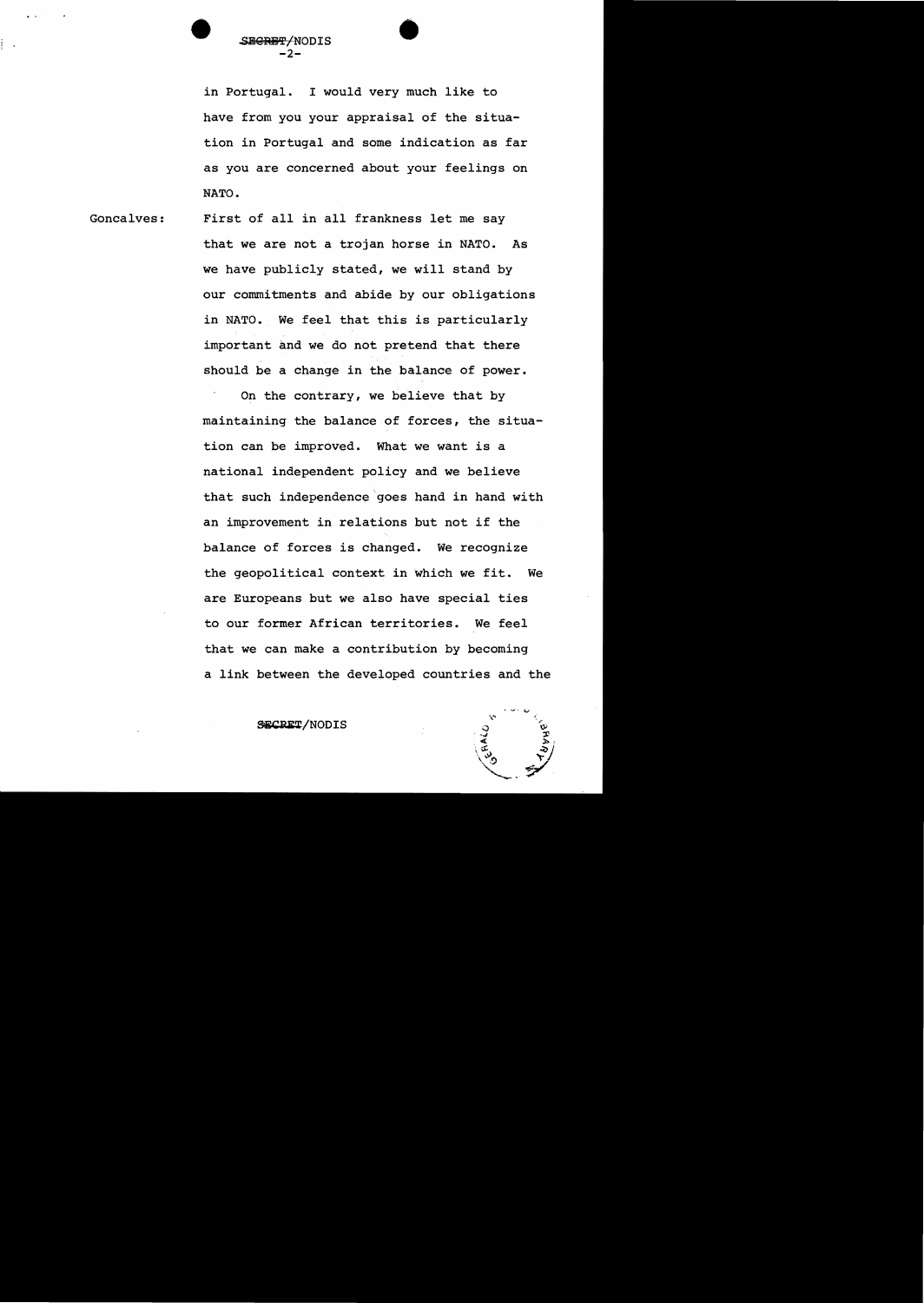in Portugal. I would very much like to have from you your appraisal of the situation in Portugal and some indication as far as you are concerned about your feelings on NATO.

Goncalves: First of all in all frankness let me say that we are not a trojan horse in NATO. As we have publicly stated, we will stand by our commitments and abide by our obligations in NATO. We feel that this is particularly important and we do not pretend that there should be a change in the balance of power.

On the contrary, we believe that by maintaining the balance of forces, the situation can be improved. What we want is a national independent policy and we believe that such independence goes hand in hand with an improvement in relations but not if the balance of forces is changed. We recognize the geopolitical context in which we fit. We are Europeans but we also have special ties to our former African territories. We feel that we can make a contribution by becoming a link between the developed countries and the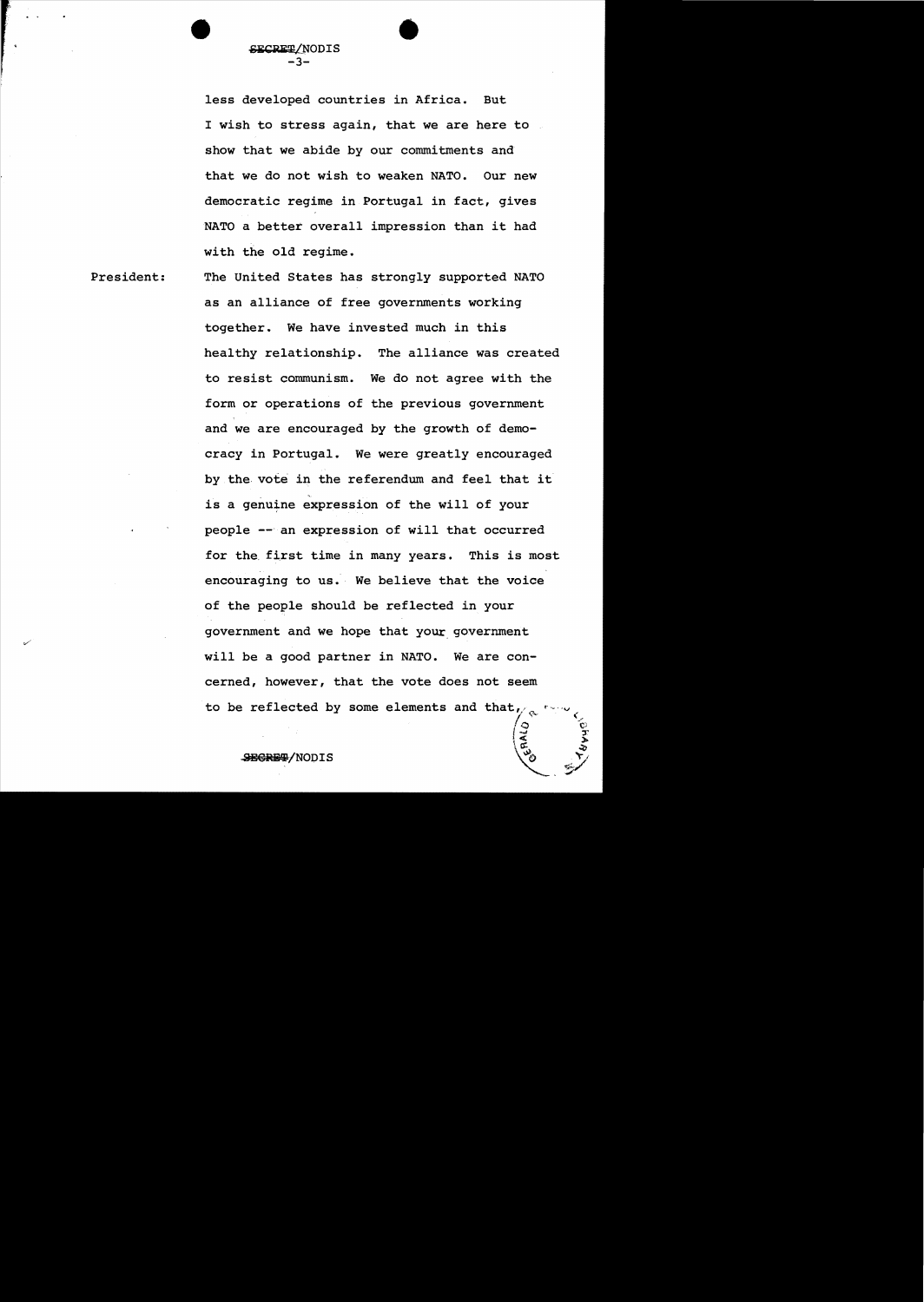less developed countries in Africa. But I wish to stress again, that we are here to show that we abide by our commitments and that we do not wish to weaken NATO. Our new democratic regime in Portugal in fact, gives NATO a better overall impression than it had with the old regime.

President: The United States has strongly supported NATO as an alliance of free governments working together. We have invested much in this healthy relationship. The alliance was created to resist communism. We do not agree with the form or operations of the previous government and we are encouraged by the growth of democracy in Portugal. We were greatly encouraged by the vote in the referendum and feel that it is a genuine expression of the will of your people -- an expression of will that occurred for the first time in many years. This is most encouraging to us. We believe that the voice of the people should be reflected in your government and we hope that your government will be a good partner in NATO. We are concerned, however, that the vote does not seem to be reflected by some elements and that,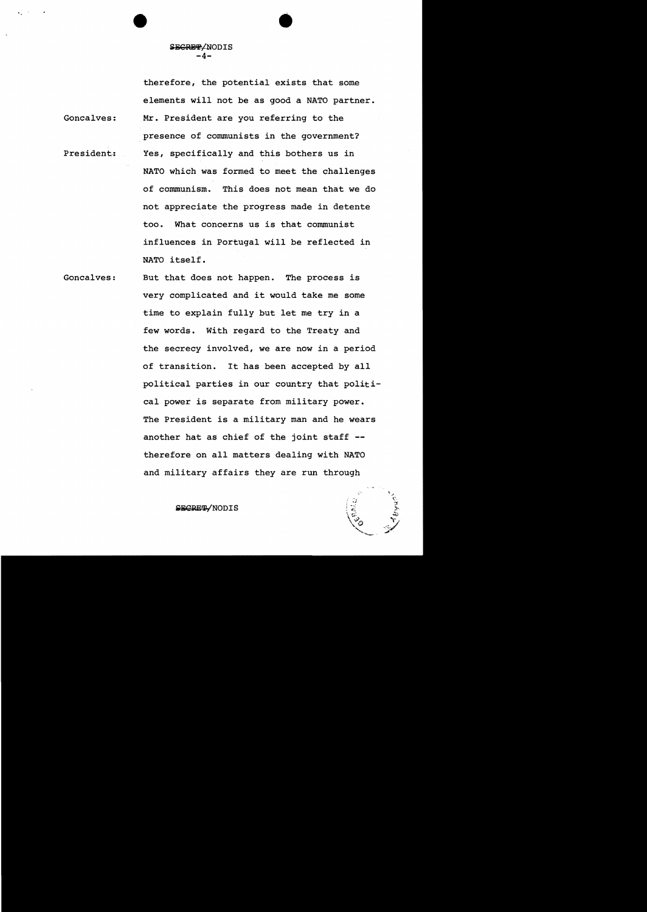therefore, the potential exists that some elements will not be as good a NATO partner.

Goncalves: Mr. President are you referring to the presence of communists in the government?

President: Yes, specifically and this bothers us in NATO which was formed to meet the challenges of communism. This does not mean that we do not appreciate the progress made in detente too. What concerns us is that communist influences in Portugal will be reflected in NATO itself.

Goncalves: But that does not happen. The process is very complicated and it would take me some time to explain fully but let me try in a few words. With regard to the Treaty and the secrecy involved, we are now in a period of transition. It has been accepted by all political parties in our country that political power is separate from military power. The President is a military man and he wears another hat as chief of the joint staff -- therefore on all matters dealing with NATO and military affairs they are run through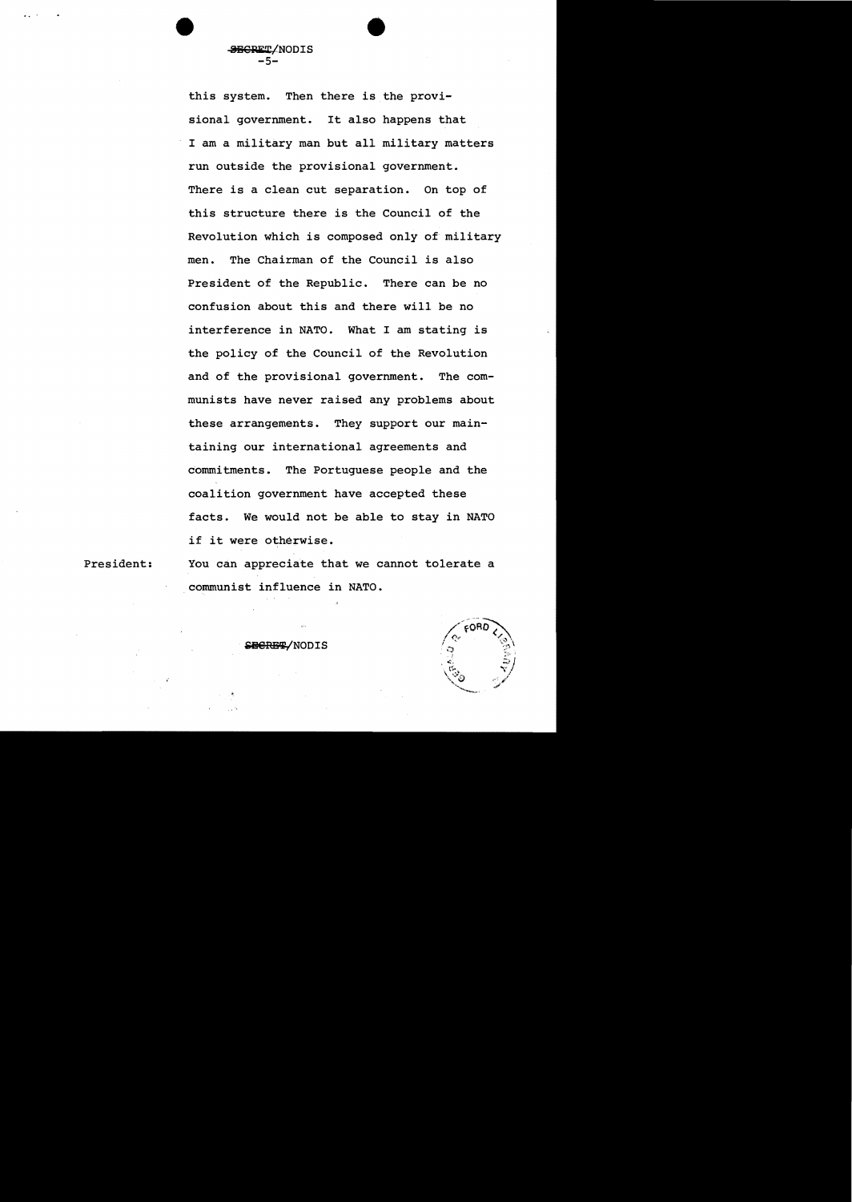this system. Then there is the provisional government. It also happens that I am a military man but all military matters run outside the provisional government. There is a clean cut separation. On top of this structure there is the Council of the Revolution which is composed only of military men. The Chairman of the Council is also President of the Republic. There can be no confusion about this and there will be no interference in NATO. What I am stating is the policy of the Council of the Revolution and of the provisional government. The communists have never raised any problems about these arrangements. They support our maintaining our international agreements and commitments. The Portuguese people and the coalition government have accepted these facts. We would not be able to stay in NATO if it were otherwise.

President: You can appreciate that we cannot tolerate a communist influence in NATO.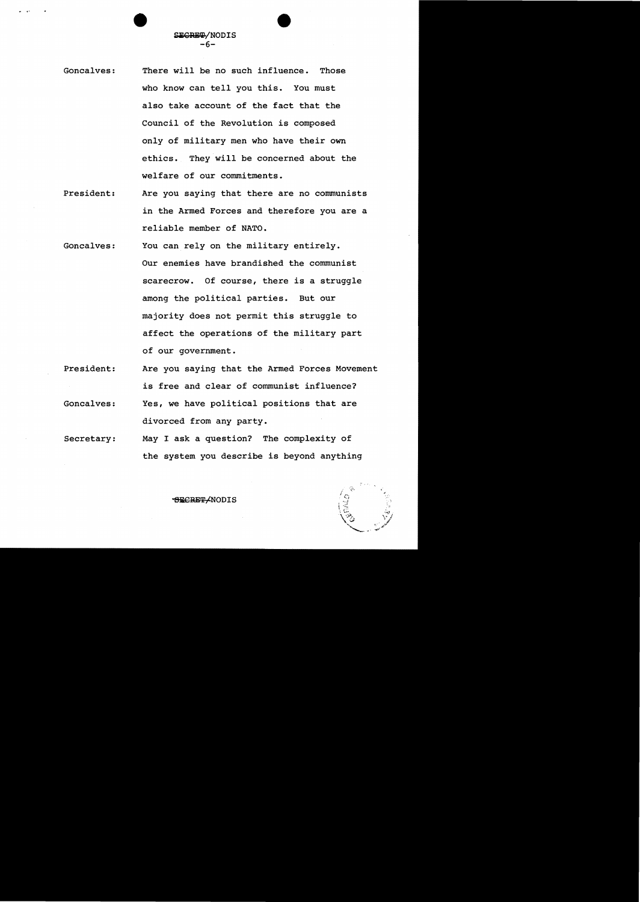Goncalves: There will be no such influence. Those who know can tell you this. You must also take account of the fact that the Council of the Revolution is composed only of military men who have their own ethics. They will be concerned about the welfare of our commitments.

President: Are you saying that there are no communists in the Armed Forces and therefore you are a reliable member of NATO.

Goncalves: You can rely on the military entirely. Our enemies have brandished the communist scarecrow. Of course, there is a struggle among the political parties. But our majority does not permit this struggle to affect the operations of the military part of our government.

President: Are you saying that the Armed Forces Movement is free and clear of communist influence?

Goncalves: Yes, we have political positions that are divorced from any party.

Secretary: May I ask a question? The complexity of the system you describe is beyond anything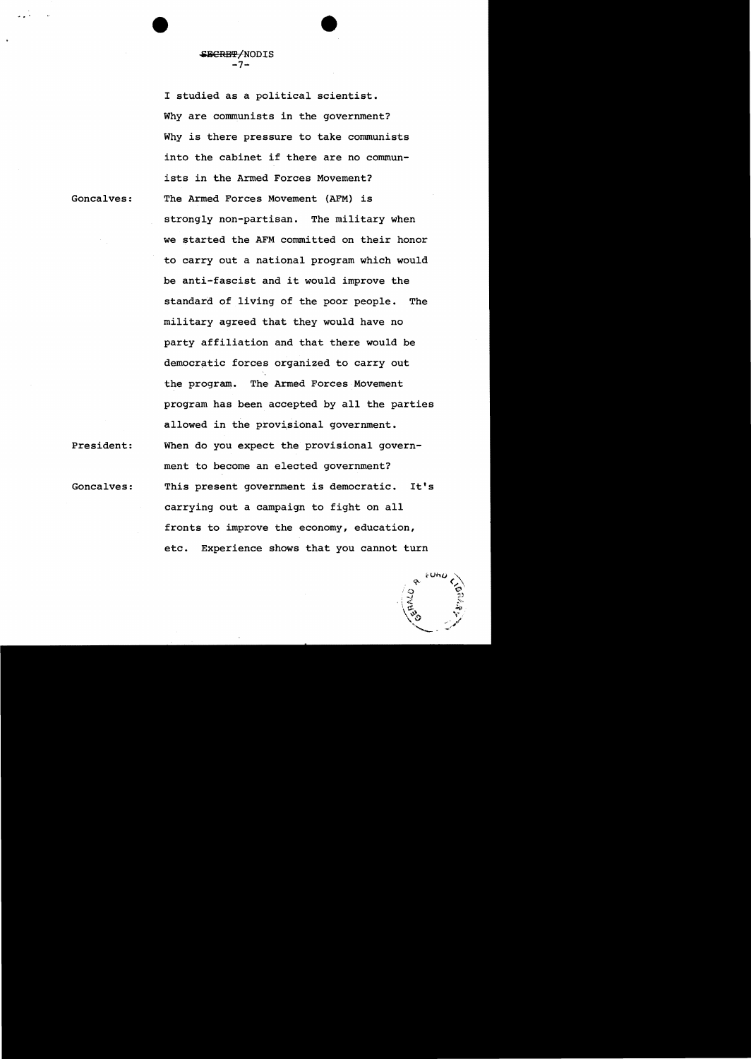SECRET/NODIS

I studied as a political scientist. Why are communists in the government? Why is there pressure to take communists into the cabinet if there are no communists in the Armed Forces Movement?

Goncalves: The Armed Forces Movement (AFM) is strongly non-partisan. The military when we started the AFM committed on their honor to carry out a national program which would be anti-fascist and it would improve the standard of living of the poor people. The military agreed that they would have no party affiliation and that there would be democratic forces organized to carry out the program. The Armed Forces Movement program has been accepted by all the parties allowed in the provisional government.

President: When do you expect the provisional government to become an elected government?

Goncalves: This present government is democratic. It's carrying out a campaign to fight on all fronts to improve the economy, education, etc. Experience shows that you cannot turn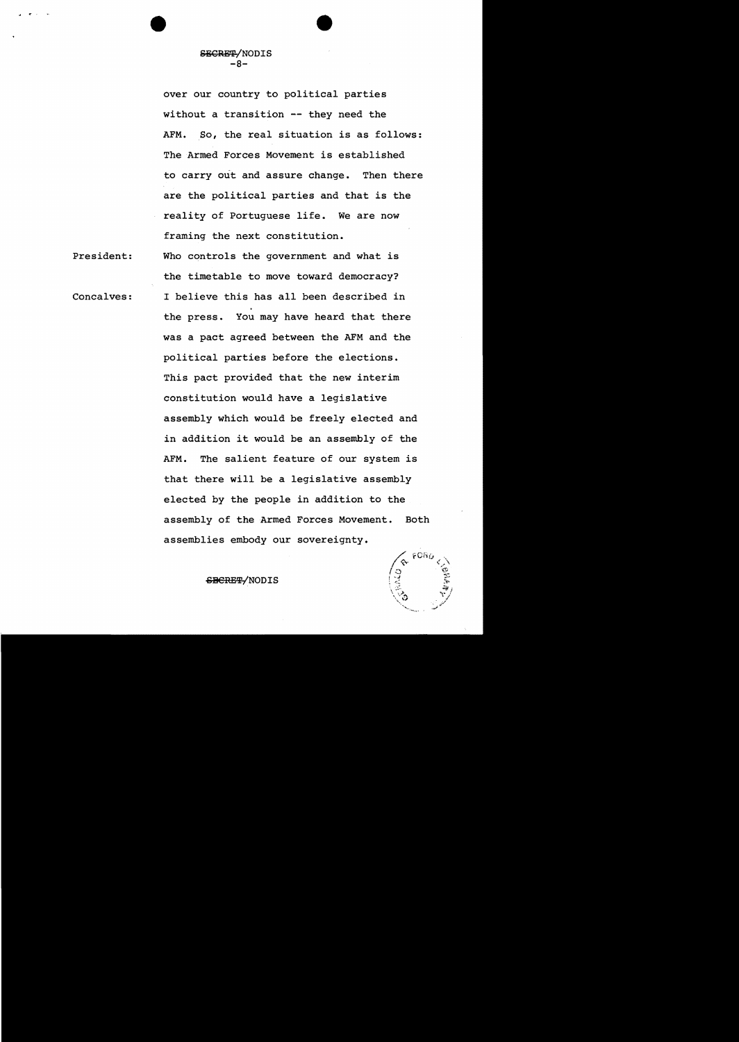over our country to political parties without a transition -- they need the AFM. So, the real situation is as follows: The Armed Forces Movement is established to carry out and assure change. Then there are the political parties and that is the reality of Portuguese life. We are now framing the next constitution.

President: Who controls the government and what is the timetable to move toward democracy?

Concalves: I believe this has all been described in the press. You may have heard that there was a pact agreed between the AFM and the political parties before the elections. This pact provided that the new interim constitution would have a legislative assembly which would be freely elected and in addition it would be an assembly of the AFM. The salient feature of our system is that there will be a legislative assembly elected by the people in addition to the assembly of the Armed Forces Movement. Both assemblies embody our sovereignty.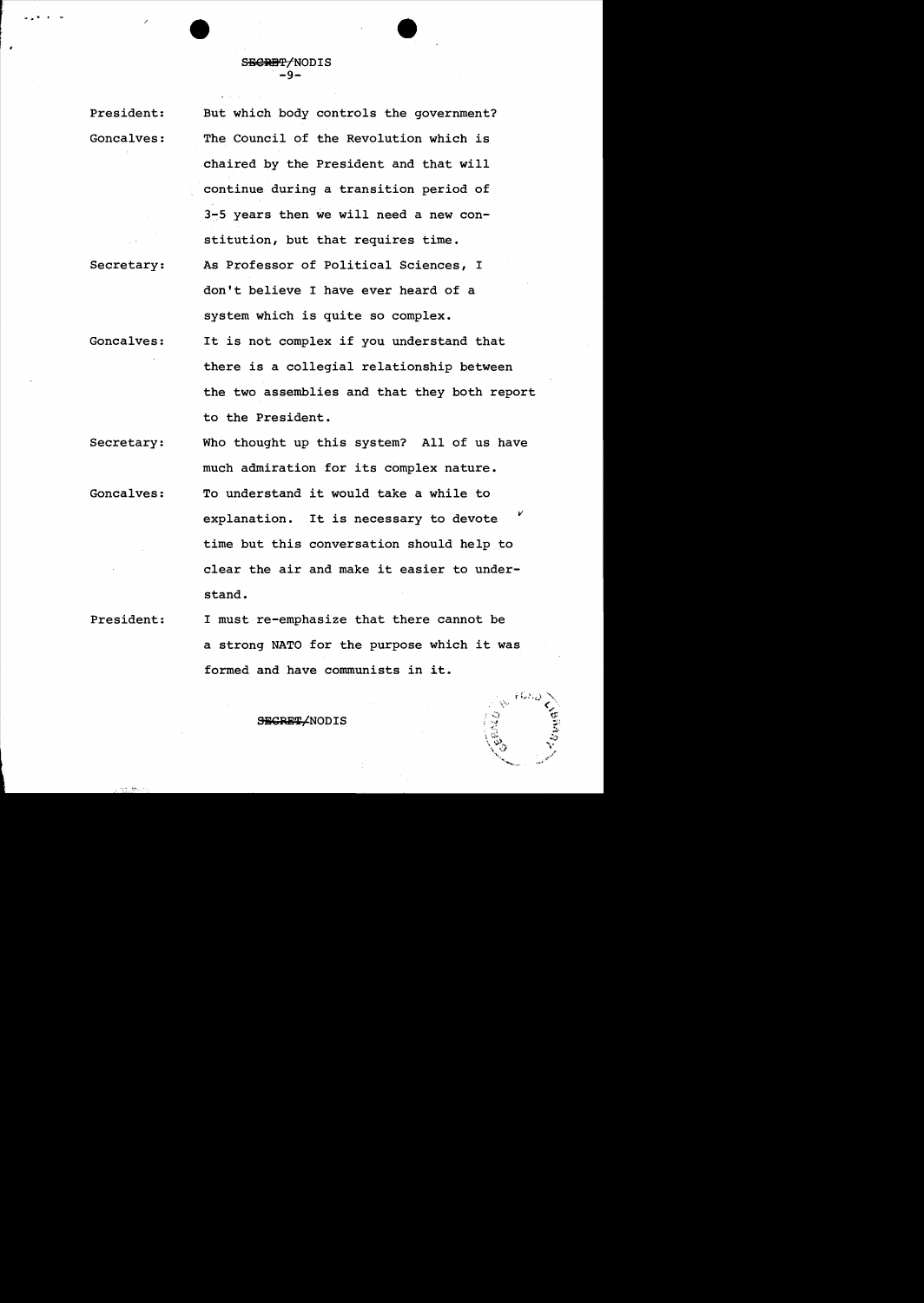SECRET/NODIS

President: But which body controls the government?

Goncalves: The Council of the Revolution which is chaired by the President and that will continue during a transition period of 3-5 years then we will need a new constitution, but that requires time.

Secretary: As Professor of Political Sciences, I don't believe I have ever heard of a system which is quite so complex.

Goncalves: It is not complex if you understand that there is a collegial relationship between the two assemblies and that they both report to the President.

Secretary: Who thought up this system? All of us have much admiration for its complex nature.

Goncalves: To understand it would take a while to explanation. It is necessary to devote time but this conversation should help to clear the air and make it easier to understand.

President: I must re-emphasize that there cannot be a strong NATO for the purpose which it was formed and have communists in it.

SECRET/NODIS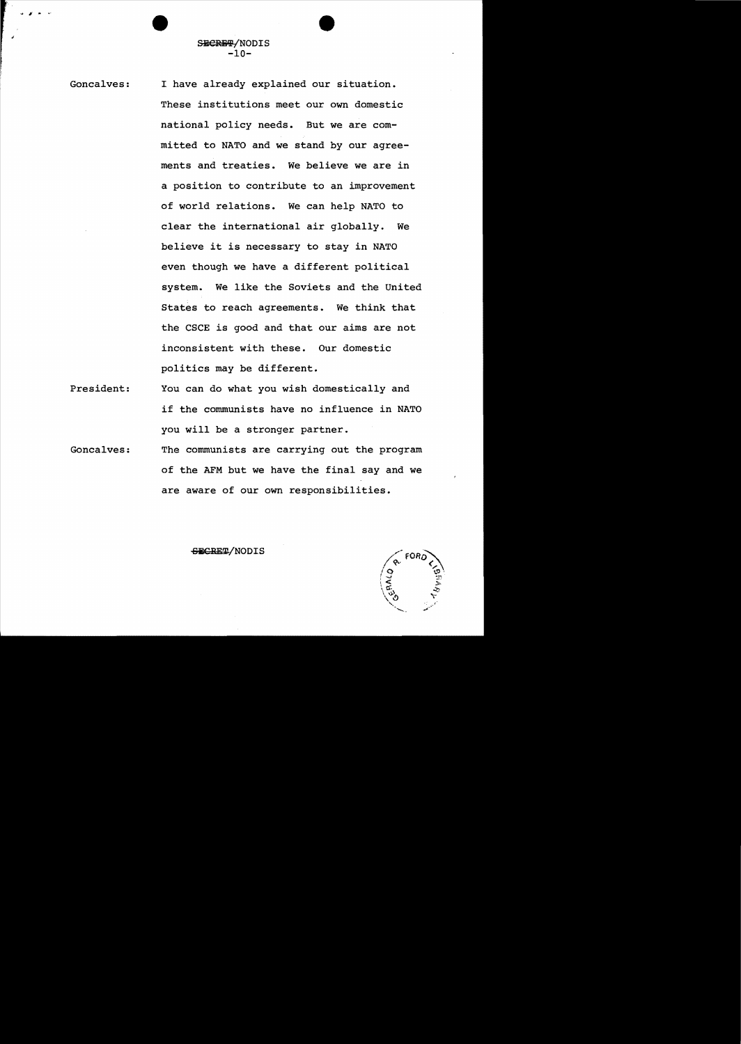Goncalves: I have already explained our situation. These institutions meet our own domestic national policy needs. But we are committed to NATO and we stand by our agreements and treaties. We believe we are in a position to contribute to an improvement of world relations. We can help NATO to clear the international air globally. We believe it is necessary to stay in NATO even though we have a different political system. We like the Soviets and the United States to reach agreements. We think that the CSCE is good and that our aims are not inconsistent with these. Our domestic politics may be different.

President: You can do what you wish domestically and if the communists have no influence in NATO you will be a stronger partner.

Goncalves: The communists are carrying out the program of the AFM but we have the final say and we are aware of our own responsibilities.